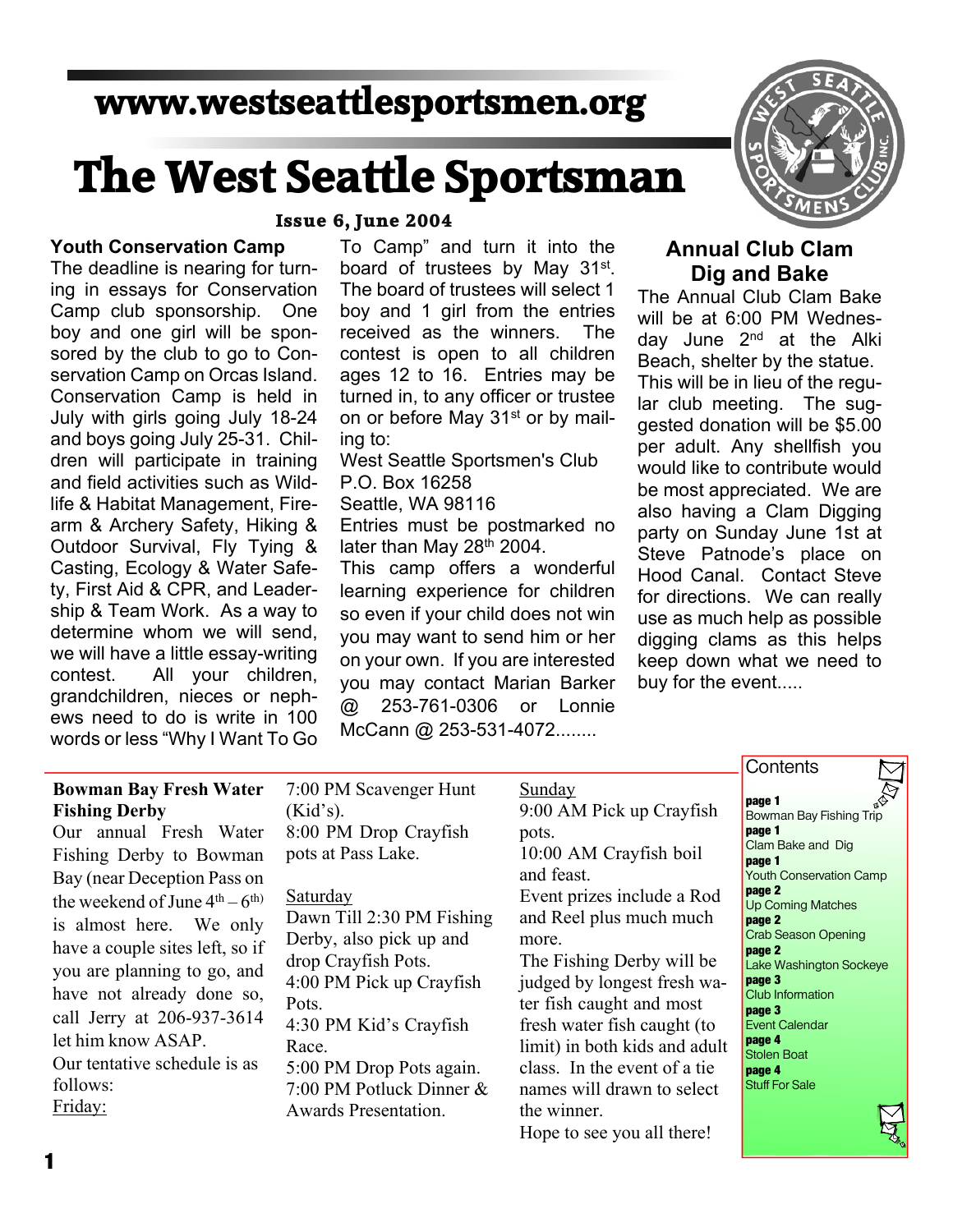www.westseattlesportsmen.org

# The West Seattle Sportsman

**Issue 6, June 2004**

### Youth Conservation Camp

The deadline is nearing for turning in essays for Conservation Camp club sponsorship. One boy and one girl will be sponsored by the club to go to Conservation Camp on Orcas Island. Conservation Camp is held in July with girls going July 18-24 and boys going July 25-31. Children will participate in training and field activities such as Wildlife & Habitat Management, Firearm & Archery Safety, Hiking & Outdoor Survival, Fly Tying & Casting, Ecology & Water Safety, First Aid & CPR, and Leadership & Team Work. As a way to determine whom we will send, we will have a little essay-writing contest. All your children, grandchildren, nieces or nephews need to do is write in 100 words or less "Why I Want To Go To Camp" and turn it into the board of trustees by May 31st. The board of trustees will select 1 boy and 1 girl from the entries received as the winners. The contest is open to all children ages 12 to 16. Entries may be turned in, to any officer or trustee on or before May 31st or by mailing to:

West Seattle Sportsmen's Club
P.O. Box 16258
Seattle, WA 98116

Entries must be postmarked no later than May 28th 2004.

This camp offers a wonderful learning experience for children so even if your child does not win you may want to send him or her on your own. If you are interested you may contact Marian Barker @ 253-761-0306 or Lonnie McCann @ 253-531-4072........

### Annual Club Clam Dig and Bake

The Annual Club Clam Bake will be at 6:00 PM Wednesday June 2nd at the Alki Beach, shelter by the statue. This will be in lieu of the regular club meeting. The suggested donation will be $5.00 per adult. Any shellfish you would like to contribute would be most appreciated. We are also having a Clam Digging party on Sunday June 1st at Steve Patnode's place on Hood Canal. Contact Steve for directions. We can really use as much help as possible digging clams as this helps keep down what we need to buy for the event.....

### Bowman Bay Fresh Water Fishing Derby

Our annual Fresh Water Fishing Derby to Bowman Bay (near Deception Pass on the weekend of June 4th – 6th) is almost here. We only have a couple sites left, so if you are planning to go, and have not already done so, call Jerry at 206-937-3614 let him know ASAP.

Our tentative schedule is as follows:

Friday:

7:00 PM Scavenger Hunt (Kid's).
8:00 PM Drop Crayfish pots at Pass Lake.

Saturday

Dawn Till 2:30 PM Fishing Derby, also pick up and drop Crayfish Pots.
4:00 PM Pick up Crayfish Pots.
4:30 PM Kid's Crayfish Race.
5:00 PM Drop Pots again.
7:00 PM Potluck Dinner & Awards Presentation.

Sunday

9:00 AM Pick up Crayfish pots.
10:00 AM Crayfish boil and feast.

Event prizes include a Rod and Reel plus much much more.

The Fishing Derby will be judged by longest fresh water fish caught and most fresh water fish caught (to limit) in both kids and adult class. In the event of a tie names will drawn to select the winner.

Hope to see you all there!

### Contents

- **page 1** Bowman Bay Fishing Trip
- **page 1** Clam Bake and Dig
- **page 1** Youth Conservation Camp
- **page 2** Up Coming Matches
- **page 2** Crab Season Opening
- **page 2** Lake Washington Sockeye
- **page 3** Club Information
- **page 3** Event Calendar
- **page 4** Stolen Boat
- **page 4** Stuff For Sale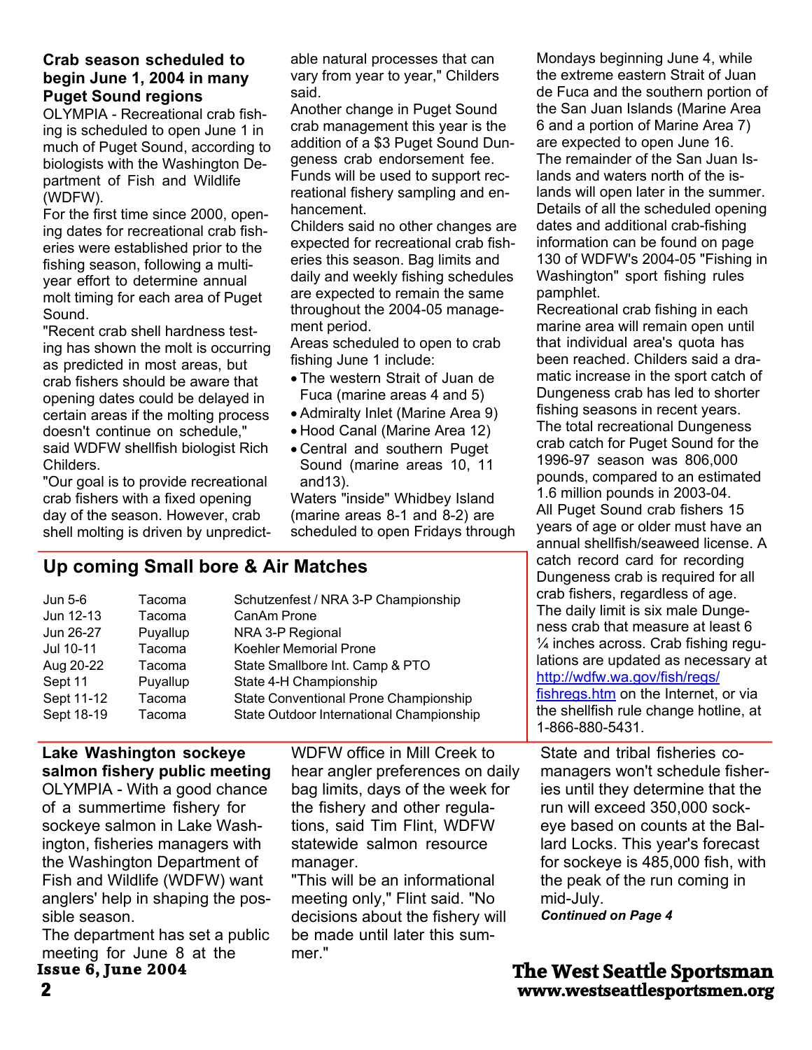## Crab season scheduled to begin June 1, 2004 in many Puget Sound regions

OLYMPIA - Recreational crab fishing is scheduled to open June 1 in much of Puget Sound, according to biologists with the Washington Department of Fish and Wildlife (WDFW).

For the first time since 2000, opening dates for recreational crab fisheries were established prior to the fishing season, following a multi-year effort to determine annual molt timing for each area of Puget Sound.

"Recent crab shell hardness testing has shown the molt is occurring as predicted in most areas, but crab fishers should be aware that opening dates could be delayed in certain areas if the molting process doesn't continue on schedule," said WDFW shellfish biologist Rich Childers.

"Our goal is to provide recreational crab fishers with a fixed opening day of the season. However, crab shell molting is driven by unpredictable natural processes that can vary from year to year," Childers said.

Another change in Puget Sound crab management this year is the addition of a $3 Puget Sound Dungeness crab endorsement fee. Funds will be used to support recreational fishery sampling and enhancement.

Childers said no other changes are expected for recreational crab fisheries this season. Bag limits and daily and weekly fishing schedules are expected to remain the same throughout the 2004-05 management period.

Areas scheduled to open to crab fishing June 1 include:

- The western Strait of Juan de Fuca (marine areas 4 and 5)
- Admiralty Inlet (Marine Area 9)
- Hood Canal (Marine Area 12)
- Central and southern Puget Sound (marine areas 10, 11 and13).

Waters "inside" Whidbey Island (marine areas 8-1 and 8-2) are scheduled to open Fridays through Mondays beginning June 4, while the extreme eastern Strait of Juan de Fuca and the southern portion of the San Juan Islands (Marine Area 6 and a portion of Marine Area 7) are expected to open June 16.

The remainder of the San Juan Islands and waters north of the islands will open later in the summer. Details of all the scheduled opening dates and additional crab-fishing information can be found on page 130 of WDFW's 2004-05 "Fishing in Washington" sport fishing rules pamphlet.

Recreational crab fishing in each marine area will remain open until that individual area's quota has been reached. Childers said a dramatic increase in the sport catch of Dungeness crab has led to shorter fishing seasons in recent years. The total recreational Dungeness crab catch for Puget Sound for the 1996-97 season was 806,000 pounds, compared to an estimated 1.6 million pounds in 2003-04.

All Puget Sound crab fishers 15 years of age or older must have an annual shellfish/seaweed license. A catch record card for recording Dungeness crab is required for all crab fishers, regardless of age. The daily limit is six male Dungeness crab that measure at least 6 ¼ inches across. Crab fishing regulations are updated as necessary at http://wdfw.wa.gov/fish/regs/fishregs.htm on the Internet, or via the shellfish rule change hotline, at 1-866-880-5431.

## Up coming Small bore & Air Matches

| Date | Location | Match |
|---|---|---|
| Jun 5-6 | Tacoma | Schutzenfest / NRA 3-P Championship |
| Jun 12-13 | Tacoma | CanAm Prone |
| Jun 26-27 | Puyallup | NRA 3-P Regional |
| Jul 10-11 | Tacoma | Koehler Memorial Prone |
| Aug 20-22 | Tacoma | State Smallbore Int. Camp & PTO |
| Sept 11 | Puyallup | State 4-H Championship |
| Sept 11-12 | Tacoma | State Conventional Prone Championship |
| Sept 18-19 | Tacoma | State Outdoor International Championship |

## Lake Washington sockeye salmon fishery public meeting

OLYMPIA - With a good chance of a summertime fishery for sockeye salmon in Lake Washington, fisheries managers with the Washington Department of Fish and Wildlife (WDFW) want anglers' help in shaping the possible season.

The department has set a public meeting for June 8 at the WDFW office in Mill Creek to hear angler preferences on daily bag limits, days of the week for the fishery and other regulations, said Tim Flint, WDFW statewide salmon resource manager.

"This will be an informational meeting only," Flint said. "No decisions about the fishery will be made until later this summer."

State and tribal fisheries co-managers won't schedule fisheries until they determine that the run will exceed 350,000 sockeye based on counts at the Ballard Locks. This year's forecast for sockeye is 485,000 fish, with the peak of the run coming in mid-July.

***Continued on Page 4***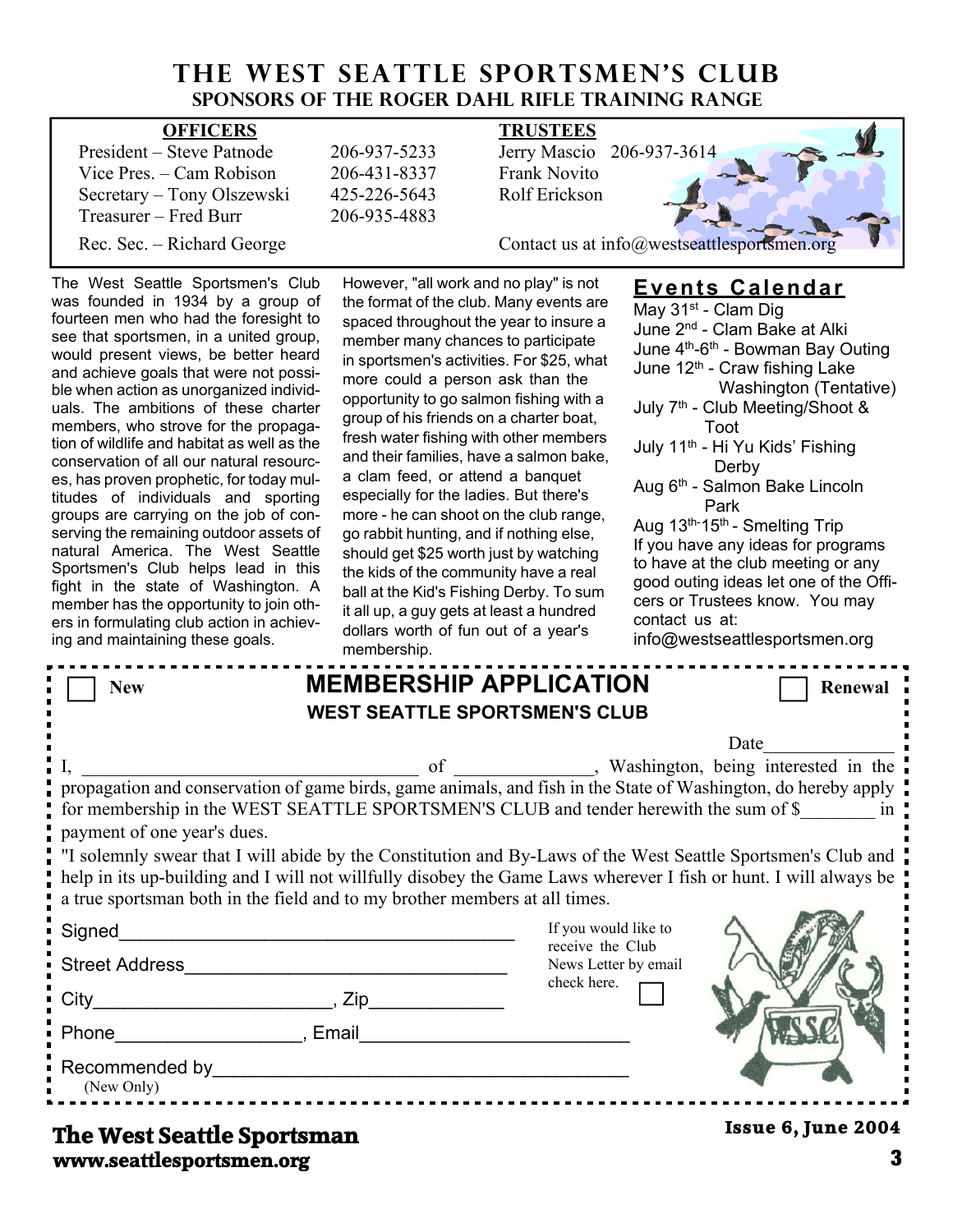# THE WEST SEATTLE SPORTSMEN'S CLUB

## SPONSORS OF THE ROGER DAHL RIFLE TRAINING RANGE

**OFFICERS**

President – Steve Patnode 206-937-5233
Vice Pres. – Cam Robison 206-431-8337
Secretary – Tony Olszewski 425-226-5643
Treasurer – Fred Burr 206-935-4883
Rec. Sec. – Richard George

**TRUSTEES**

Jerry Mascio 206-937-3614
Frank Novito
Rolf Erickson

Contact us at info@westseattlesportsmen.org

The West Seattle Sportsmen's Club was founded in 1934 by a group of fourteen men who had the foresight to see that sportsmen, in a united group, would present views, be better heard and achieve goals that were not possible when action as unorganized individuals. The ambitions of these charter members, who strove for the propagation of wildlife and habitat as well as the conservation of all our natural resources, has proven prophetic, for today multitudes of individuals and sporting groups are carrying on the job of conserving the remaining outdoor assets of natural America. The West Seattle Sportsmen's Club helps lead in this fight in the state of Washington. A member has the opportunity to join others in formulating club action in achieving and maintaining these goals.

However, "all work and no play" is not the format of the club. Many events are spaced throughout the year to insure a member many chances to participate in sportsmen's activities. For $25, what more could a person ask than the opportunity to go salmon fishing with a group of his friends on a charter boat, fresh water fishing with other members and their families, have a salmon bake, a clam feed, or attend a banquet especially for the ladies. But there's more - he can shoot on the club range, go rabbit hunting, and if nothing else, should get $25 worth just by watching the kids of the community have a real ball at the Kid's Fishing Derby. To sum it all up, a guy gets at least a hundred dollars worth of fun out of a year's membership.

## Events Calendar

- May 31st - Clam Dig
- June 2nd - Clam Bake at Alki
- June 4th-6th - Bowman Bay Outing
- June 12th - Craw fishing Lake Washington (Tentative)
- July 7th - Club Meeting/Shoot & Toot
- July 11th - Hi Yu Kids' Fishing Derby
- Aug 6th - Salmon Bake Lincoln Park
- Aug 13th-15th - Smelting Trip

If you have any ideas for programs to have at the club meeting or any good outing ideas let one of the Officers or Trustees know. You may contact us at: info@westseattlesportsmen.org

---

☐ New

## MEMBERSHIP APPLICATION

### WEST SEATTLE SPORTSMEN'S CLUB

☐ Renewal

Date______________

I, ____________________________________ of ______________, Washington, being interested in the propagation and conservation of game birds, game animals, and fish in the State of Washington, do hereby apply for membership in the WEST SEATTLE SPORTSMEN'S CLUB and tender herewith the sum of $________ in payment of one year's dues.

"I solemnly swear that I will abide by the Constitution and By-Laws of the West Seattle Sportsmen's Club and help in its up-building and I will not willfully disobey the Game Laws wherever I fish or hunt. I will always be a true sportsman both in the field and to my brother members at all times.

Signed______________________________________

Street Address_______________________________

City_______________________, Zip_____________

Phone__________________, Email__________________________

Recommended by_______________________________________
(New Only)

If you would like to receive the Club News Letter by email check here. ☐

---

**The West Seattle Sportsman**
**www.seattlesportsmen.org**

**Issue 6, June 2004**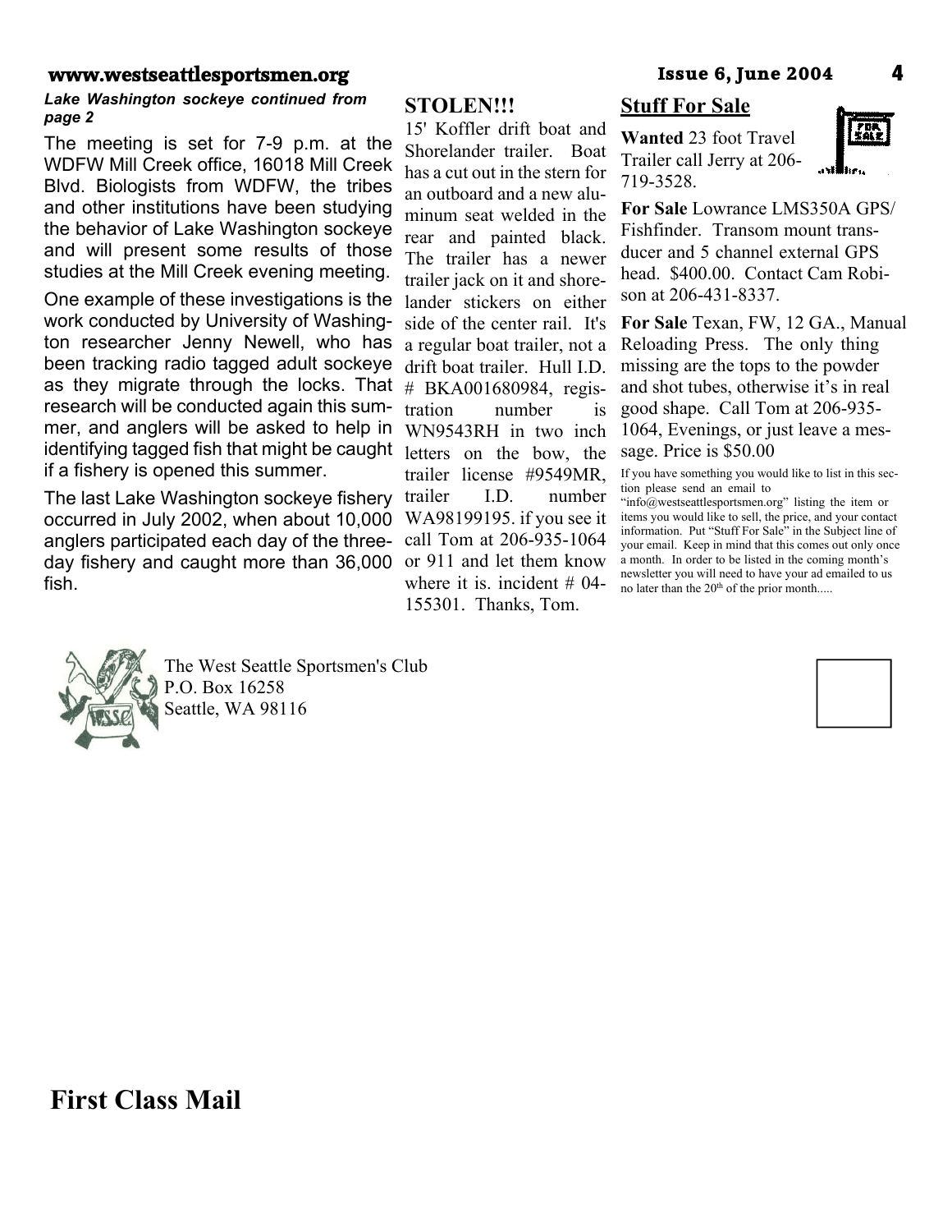*Lake Washington sockeye continued from page 2*

The meeting is set for 7-9 p.m. at the WDFW Mill Creek office, 16018 Mill Creek Blvd. Biologists from WDFW, the tribes and other institutions have been studying the behavior of Lake Washington sockeye and will present some results of those studies at the Mill Creek evening meeting.

One example of these investigations is the work conducted by University of Washington researcher Jenny Newell, who has been tracking radio tagged adult sockeye as they migrate through the locks. That research will be conducted again this summer, and anglers will be asked to help in identifying tagged fish that might be caught if a fishery is opened this summer.

The last Lake Washington sockeye fishery occurred in July 2002, when about 10,000 anglers participated each day of the three-day fishery and caught more than 36,000 fish.

## STOLEN!!!

15' Koffler drift boat and Shorelander trailer. Boat has a cut out in the stern for an outboard and a new aluminum seat welded in the rear and painted black. The trailer has a newer trailer jack on it and shorelander stickers on either side of the center rail. It's a regular boat trailer, not a drift boat trailer. Hull I.D. # BKA001680984, registration number is WN9543RH in two inch letters on the bow, the trailer license #9549MR, trailer I.D. number WA98199195. if you see it call Tom at 206-935-1064 or 911 and let them know where it is. incident # 04-155301. Thanks, Tom.

## Stuff For Sale

**Wanted** 23 foot Travel Trailer call Jerry at 206-719-3528.

**For Sale** Lowrance LMS350A GPS/ Fishfinder. Transom mount transducer and 5 channel external GPS head. $400.00. Contact Cam Robison at 206-431-8337.

**For Sale** Texan, FW, 12 GA., Manual Reloading Press. The only thing missing are the tops to the powder and shot tubes, otherwise it's in real good shape. Call Tom at 206-935-1064, Evenings, or just leave a message. Price is $50.00

If you have something you would like to list in this section please send an email to "info@westseattlesportsmen.org" listing the item or items you would like to sell, the price, and your contact information. Put "Stuff For Sale" in the Subject line of your email. Keep in mind that this comes out only once a month. In order to be listed in the coming month's newsletter you will need to have your ad emailed to us no later than the 20th of the prior month.....

The West Seattle Sportsmen's Club
P.O. Box 16258
Seattle, WA 98116

**First Class Mail**